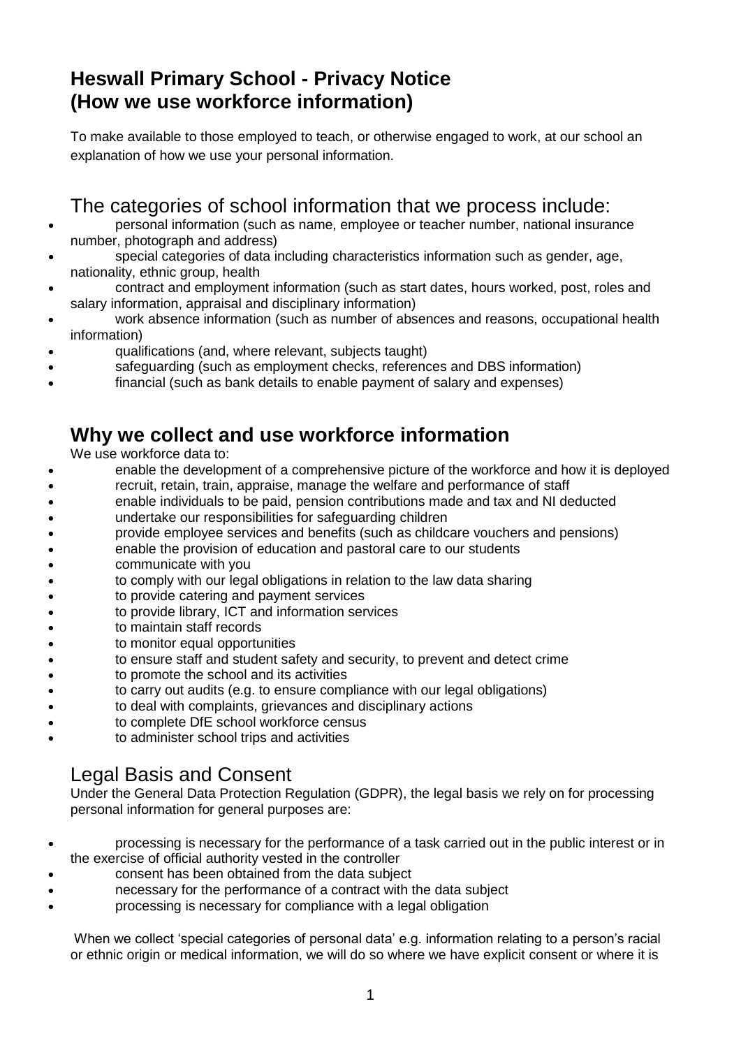# Heswall Primary School - Privacy Notice (How we use workforce information)

To make available to those employed to teach, or otherwise engaged to work, at our school an explanation of how we use your personal information.

## The categories of school information that we process include:

- personal information (such as name, employee or teacher number, national insurance number, photograph and address)
- special categories of data including characteristics information such as gender, age, nationality, ethnic group, health
- contract and employment information (such as start dates, hours worked, post, roles and salary information, appraisal and disciplinary information)
- work absence information (such as number of absences and reasons, occupational health information)
- qualifications (and, where relevant, subjects taught)
- safeguarding (such as employment checks, references and DBS information)
- financial (such as bank details to enable payment of salary and expenses)

## Why we collect and use workforce information

We use workforce data to:

- enable the development of a comprehensive picture of the workforce and how it is deployed
- recruit, retain, train, appraise, manage the welfare and performance of staff
- enable individuals to be paid, pension contributions made and tax and NI deducted
- undertake our responsibilities for safeguarding children
- provide employee services and benefits (such as childcare vouchers and pensions)
- enable the provision of education and pastoral care to our students
- communicate with you
- to comply with our legal obligations in relation to the law data sharing
- to provide catering and payment services
- to provide library, ICT and information services
- to maintain staff records
- to monitor equal opportunities
- to ensure staff and student safety and security, to prevent and detect crime
- to promote the school and its activities
- to carry out audits (e.g. to ensure compliance with our legal obligations)
- to deal with complaints, grievances and disciplinary actions
- to complete DfE school workforce census
- to administer school trips and activities

## Legal Basis and Consent

Under the General Data Protection Regulation (GDPR), the legal basis we rely on for processing personal information for general purposes are:

- processing is necessary for the performance of a task carried out in the public interest or in the exercise of official authority vested in the controller
- consent has been obtained from the data subject
- necessary for the performance of a contract with the data subject
- processing is necessary for compliance with a legal obligation

When we collect 'special categories of personal data' e.g. information relating to a person's racial or ethnic origin or medical information, we will do so where we have explicit consent or where it is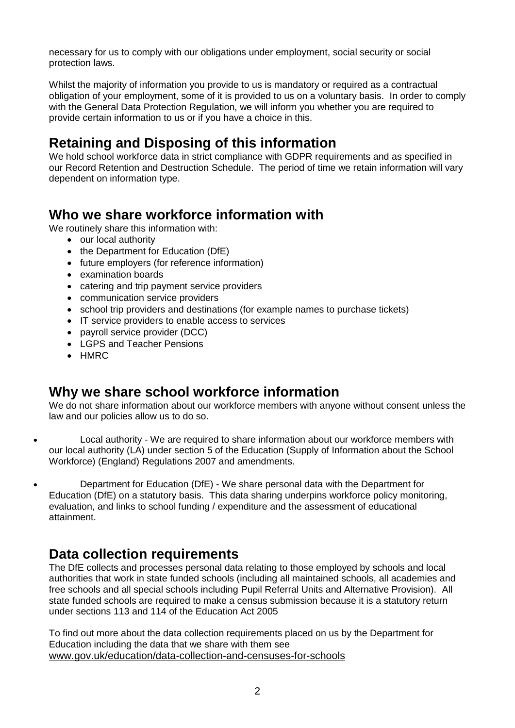necessary for us to comply with our obligations under employment, social security or social protection laws.

Whilst the majority of information you provide to us is mandatory or required as a contractual obligation of your employment, some of it is provided to us on a voluntary basis. In order to comply with the General Data Protection Regulation, we will inform you whether you are required to provide certain information to us or if you have a choice in this.

## Retaining and Disposing of this information

We hold school workforce data in strict compliance with GDPR requirements and as specified in our Record Retention and Destruction Schedule. The period of time we retain information will vary dependent on information type.

## Who we share workforce information with

We routinely share this information with:

- our local authority
- the Department for Education (DfE)
- future employers (for reference information)
- examination boards
- catering and trip payment service providers
- communication service providers
- school trip providers and destinations (for example names to purchase tickets)
- IT service providers to enable access to services
- payroll service provider (DCC)
- LGPS and Teacher Pensions
- HMRC

## Why we share school workforce information

We do not share information about our workforce members with anyone without consent unless the law and our policies allow us to do so.

- Local authority - We are required to share information about our workforce members with our local authority (LA) under section 5 of the Education (Supply of Information about the School Workforce) (England) Regulations 2007 and amendments.
- Department for Education (DfE) - We share personal data with the Department for Education (DfE) on a statutory basis. This data sharing underpins workforce policy monitoring, evaluation, and links to school funding / expenditure and the assessment of educational attainment.

## Data collection requirements

The DfE collects and processes personal data relating to those employed by schools and local authorities that work in state funded schools (including all maintained schools, all academies and free schools and all special schools including Pupil Referral Units and Alternative Provision). All state funded schools are required to make a census submission because it is a statutory return under sections 113 and 114 of the Education Act 2005

To find out more about the data collection requirements placed on us by the Department for Education including the data that we share with them see [www.gov.uk/education/data-collection-and-censuses-for-schools](www.gov.uk/education/data-collection-and-censuses-for-schools)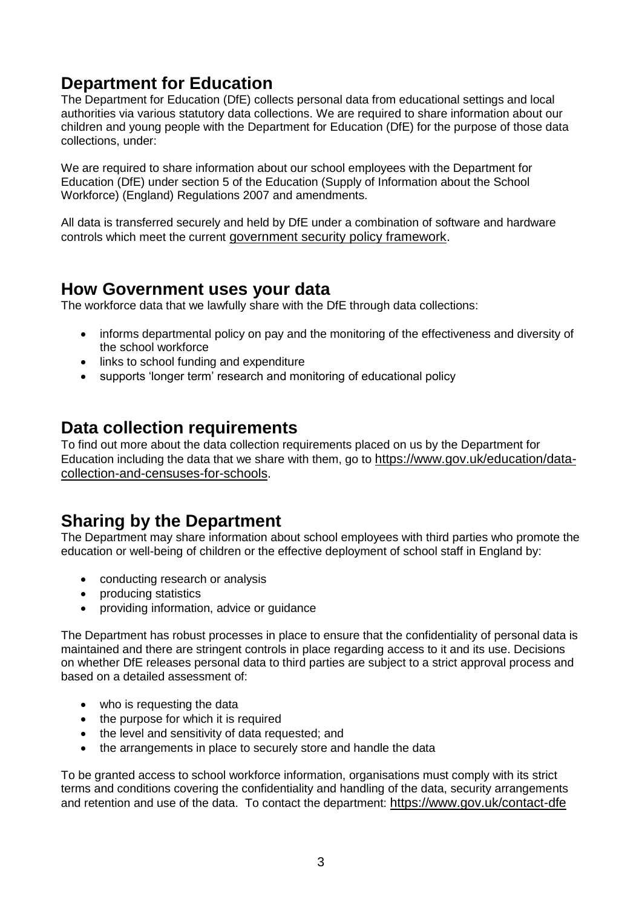## Department for Education

The Department for Education (DfE) collects personal data from educational settings and local authorities via various statutory data collections. We are required to share information about our children and young people with the Department for Education (DfE) for the purpose of those data collections, under:

We are required to share information about our school employees with the Department for Education (DfE) under section 5 of the Education (Supply of Information about the School Workforce) (England) Regulations 2007 and amendments.

All data is transferred securely and held by DfE under a combination of software and hardware controls which meet the current government security policy framework.

## How Government uses your data

The workforce data that we lawfully share with the DfE through data collections:

- informs departmental policy on pay and the monitoring of the effectiveness and diversity of the school workforce
- links to school funding and expenditure
- supports 'longer term' research and monitoring of educational policy

## Data collection requirements

To find out more about the data collection requirements placed on us by the Department for Education including the data that we share with them, go to https://www.gov.uk/education/data-collection-and-censuses-for-schools.

## Sharing by the Department

The Department may share information about school employees with third parties who promote the education or well-being of children or the effective deployment of school staff in England by:

- conducting research or analysis
- producing statistics
- providing information, advice or guidance

The Department has robust processes in place to ensure that the confidentiality of personal data is maintained and there are stringent controls in place regarding access to it and its use. Decisions on whether DfE releases personal data to third parties are subject to a strict approval process and based on a detailed assessment of:

- who is requesting the data
- the purpose for which it is required
- the level and sensitivity of data requested; and
- the arrangements in place to securely store and handle the data

To be granted access to school workforce information, organisations must comply with its strict terms and conditions covering the confidentiality and handling of the data, security arrangements and retention and use of the data. To contact the department: https://www.gov.uk/contact-dfe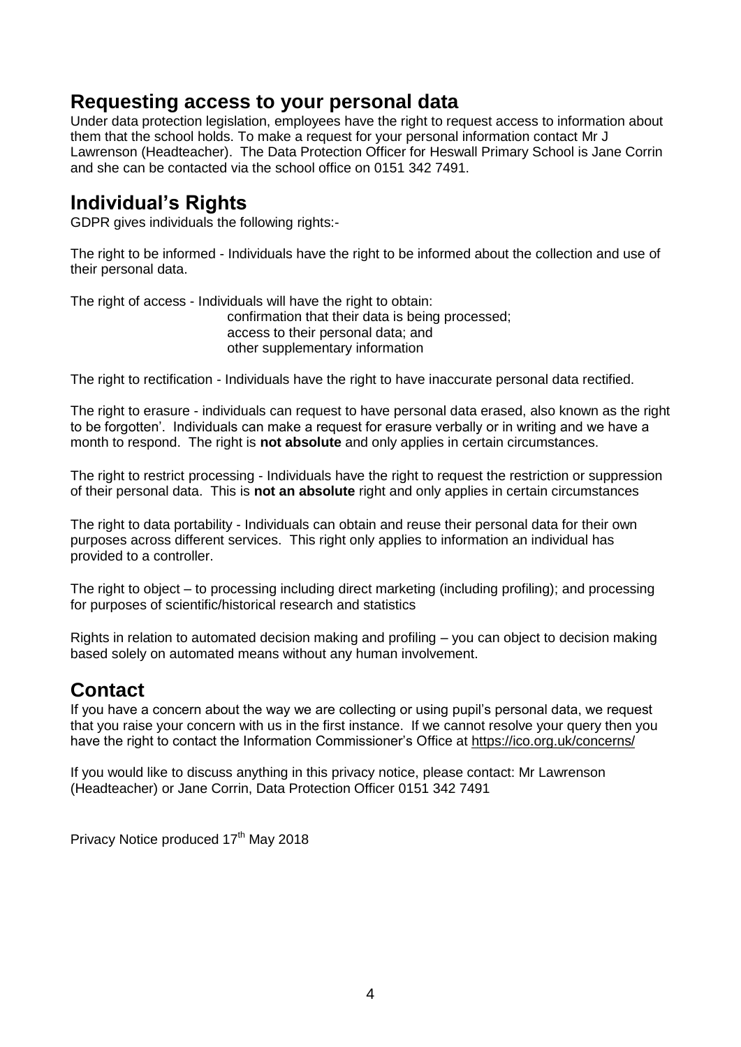## Requesting access to your personal data

Under data protection legislation, employees have the right to request access to information about them that the school holds. To make a request for your personal information contact Mr J Lawrenson (Headteacher). The Data Protection Officer for Heswall Primary School is Jane Corrin and she can be contacted via the school office on 0151 342 7491.

## Individual's Rights

GDPR gives individuals the following rights:-

The right to be informed - Individuals have the right to be informed about the collection and use of their personal data.

The right of access - Individuals will have the right to obtain:

- confirmation that their data is being processed;
- access to their personal data; and
- other supplementary information

The right to rectification - Individuals have the right to have inaccurate personal data rectified.

The right to erasure - individuals can request to have personal data erased, also known as the right to be forgotten'. Individuals can make a request for erasure verbally or in writing and we have a month to respond. The right is **not absolute** and only applies in certain circumstances.

The right to restrict processing - Individuals have the right to request the restriction or suppression of their personal data. This is **not an absolute** right and only applies in certain circumstances

The right to data portability - Individuals can obtain and reuse their personal data for their own purposes across different services. This right only applies to information an individual has provided to a controller.

The right to object – to processing including direct marketing (including profiling); and processing for purposes of scientific/historical research and statistics

Rights in relation to automated decision making and profiling – you can object to decision making based solely on automated means without any human involvement.

## Contact

If you have a concern about the way we are collecting or using pupil's personal data, we request that you raise your concern with us in the first instance. If we cannot resolve your query then you have the right to contact the Information Commissioner's Office at https://ico.org.uk/concerns/

If you would like to discuss anything in this privacy notice, please contact: Mr Lawrenson (Headteacher) or Jane Corrin, Data Protection Officer 0151 342 7491

Privacy Notice produced 17th May 2018